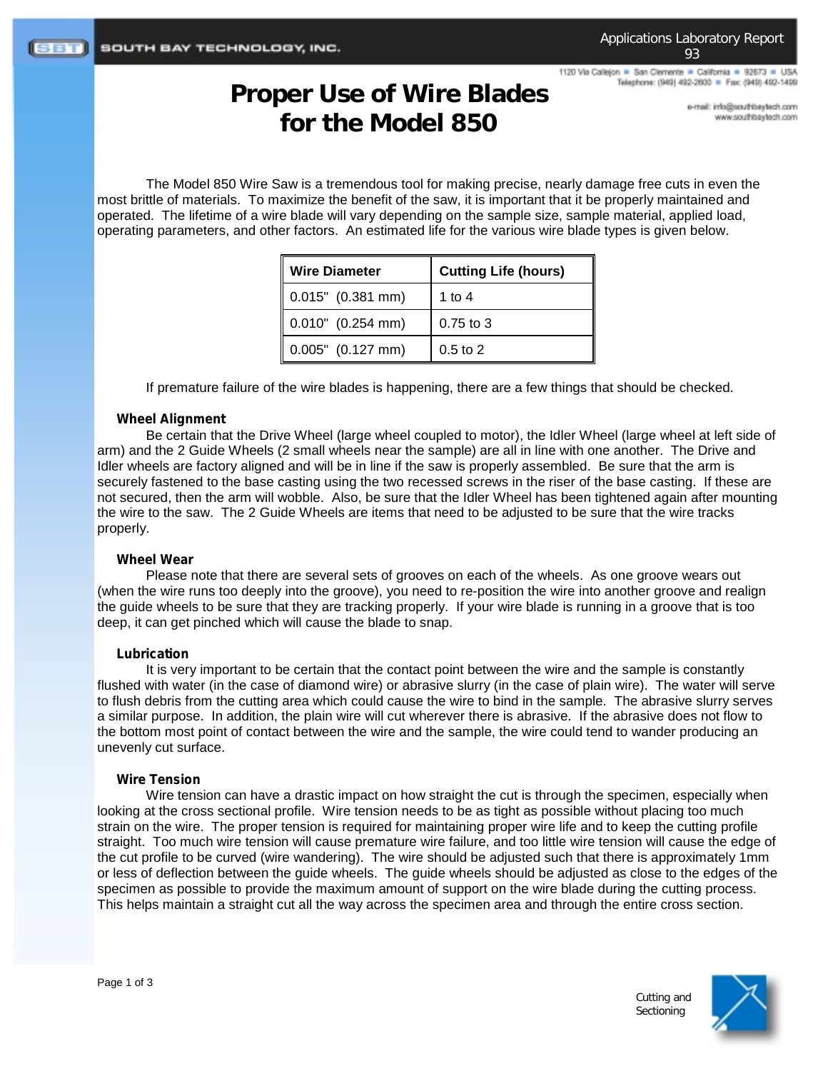# Proper Use of Wire Blades for the Model 850

Applications Laboratory Report 93

The Model 850 Wire Saw is a tremendous tool for making precise, nearly damage free cuts in even the most brittle of materials. To maximize the benefit of the saw, it is important that it be properly maintained and operated. The lifetime of a wire blade will vary depending on the sample size, sample material, applied load, operating parameters, and other factors. An estimated life for the various wire blade types is given below.

| Wire Diameter | Cutting Life (hours) |
|---|---|
| 0.015" (0.381 mm) | 1 to 4 |
| 0.010" (0.254 mm) | 0.75 to 3 |
| 0.005" (0.127 mm) | 0.5 to 2 |

If premature failure of the wire blades is happening, there are a few things that should be checked.

### Wheel Alignment

Be certain that the Drive Wheel (large wheel coupled to motor), the Idler Wheel (large wheel at left side of arm) and the 2 Guide Wheels (2 small wheels near the sample) are all in line with one another. The Drive and Idler wheels are factory aligned and will be in line if the saw is properly assembled. Be sure that the arm is securely fastened to the base casting using the two recessed screws in the riser of the base casting. If these are not secured, then the arm will wobble. Also, be sure that the Idler Wheel has been tightened again after mounting the wire to the saw. The 2 Guide Wheels are items that need to be adjusted to be sure that the wire tracks properly.

### Wheel Wear

Please note that there are several sets of grooves on each of the wheels. As one groove wears out (when the wire runs too deeply into the groove), you need to re-position the wire into another groove and realign the guide wheels to be sure that they are tracking properly. If your wire blade is running in a groove that is too deep, it can get pinched which will cause the blade to snap.

### Lubrication

It is very important to be certain that the contact point between the wire and the sample is constantly flushed with water (in the case of diamond wire) or abrasive slurry (in the case of plain wire). The water will serve to flush debris from the cutting area which could cause the wire to bind in the sample. The abrasive slurry serves a similar purpose. In addition, the plain wire will cut wherever there is abrasive. If the abrasive does not flow to the bottom most point of contact between the wire and the sample, the wire could tend to wander producing an unevenly cut surface.

### Wire Tension

Wire tension can have a drastic impact on how straight the cut is through the specimen, especially when looking at the cross sectional profile. Wire tension needs to be as tight as possible without placing too much strain on the wire. The proper tension is required for maintaining proper wire life and to keep the cutting profile straight. Too much wire tension will cause premature wire failure, and too little wire tension will cause the edge of the cut profile to be curved (wire wandering). The wire should be adjusted such that there is approximately 1mm or less of deflection between the guide wheels. The guide wheels should be adjusted as close to the edges of the specimen as possible to provide the maximum amount of support on the wire blade during the cutting process. This helps maintain a straight cut all the way across the specimen area and through the entire cross section.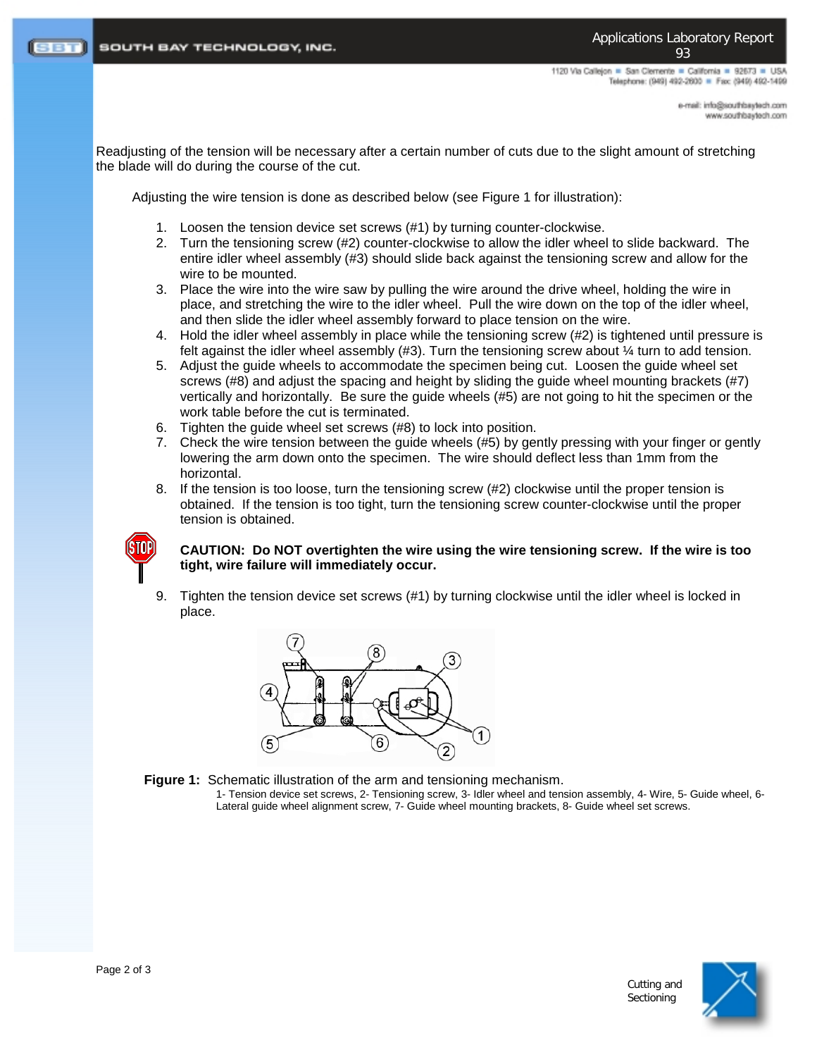Readjusting of the tension will be necessary after a certain number of cuts due to the slight amount of stretching the blade will do during the course of the cut.

Adjusting the wire tension is done as described below (see Figure 1 for illustration):

1. Loosen the tension device set screws (#1) by turning counter-clockwise.
2. Turn the tensioning screw (#2) counter-clockwise to allow the idler wheel to slide backward. The entire idler wheel assembly (#3) should slide back against the tensioning screw and allow for the wire to be mounted.
3. Place the wire into the wire saw by pulling the wire around the drive wheel, holding the wire in place, and stretching the wire to the idler wheel. Pull the wire down on the top of the idler wheel, and then slide the idler wheel assembly forward to place tension on the wire.
4. Hold the idler wheel assembly in place while the tensioning screw (#2) is tightened until pressure is felt against the idler wheel assembly (#3). Turn the tensioning screw about ¼ turn to add tension.
5. Adjust the guide wheels to accommodate the specimen being cut. Loosen the guide wheel set screws (#8) and adjust the spacing and height by sliding the guide wheel mounting brackets (#7) vertically and horizontally. Be sure the guide wheels (#5) are not going to hit the specimen or the work table before the cut is terminated.
6. Tighten the guide wheel set screws (#8) to lock into position.
7. Check the wire tension between the guide wheels (#5) by gently pressing with your finger or gently lowering the arm down onto the specimen. The wire should deflect less than 1mm from the horizontal.
8. If the tension is too loose, turn the tensioning screw (#2) clockwise until the proper tension is obtained. If the tension is too tight, turn the tensioning screw counter-clockwise until the proper tension is obtained.

**CAUTION: Do NOT overtighten the wire using the wire tensioning screw. If the wire is too tight, wire failure will immediately occur.**

9. Tighten the tension device set screws (#1) by turning clockwise until the idler wheel is locked in place.

**Figure 1:** Schematic illustration of the arm and tensioning mechanism.
1- Tension device set screws, 2- Tensioning screw, 3- Idler wheel and tension assembly, 4- Wire, 5- Guide wheel, 6- Lateral guide wheel alignment screw, 7- Guide wheel mounting brackets, 8- Guide wheel set screws.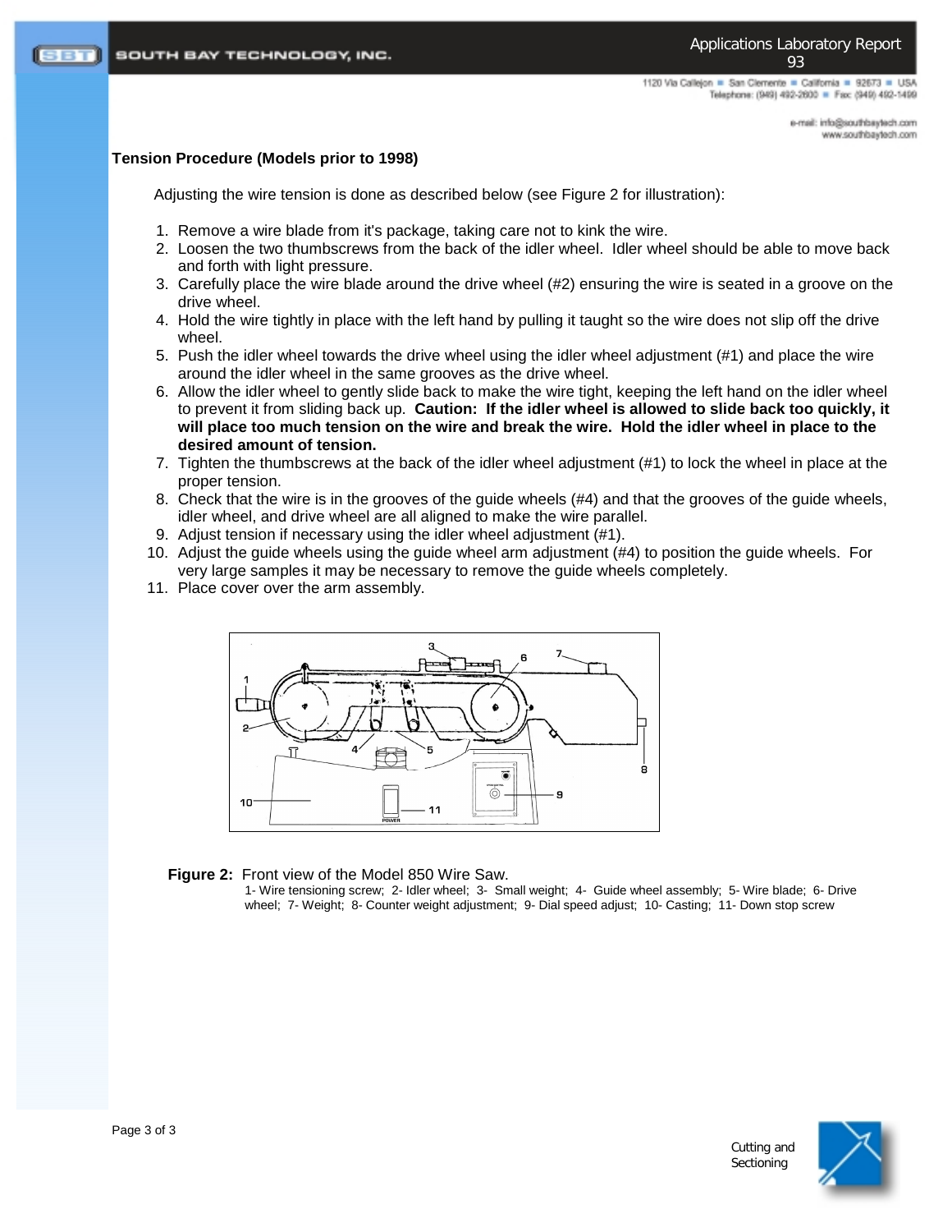## Tension Procedure (Models prior to 1998)

Adjusting the wire tension is done as described below (see Figure 2 for illustration):

1. Remove a wire blade from it's package, taking care not to kink the wire.
2. Loosen the two thumbscrews from the back of the idler wheel. Idler wheel should be able to move back and forth with light pressure.
3. Carefully place the wire blade around the drive wheel (#2) ensuring the wire is seated in a groove on the drive wheel.
4. Hold the wire tightly in place with the left hand by pulling it taught so the wire does not slip off the drive wheel.
5. Push the idler wheel towards the drive wheel using the idler wheel adjustment (#1) and place the wire around the idler wheel in the same grooves as the drive wheel.
6. Allow the idler wheel to gently slide back to make the wire tight, keeping the left hand on the idler wheel to prevent it from sliding back up. **Caution: If the idler wheel is allowed to slide back too quickly, it will place too much tension on the wire and break the wire. Hold the idler wheel in place to the desired amount of tension.**
7. Tighten the thumbscrews at the back of the idler wheel adjustment (#1) to lock the wheel in place at the proper tension.
8. Check that the wire is in the grooves of the guide wheels (#4) and that the grooves of the guide wheels, idler wheel, and drive wheel are all aligned to make the wire parallel.
9. Adjust tension if necessary using the idler wheel adjustment (#1).
10. Adjust the guide wheels using the guide wheel arm adjustment (#4) to position the guide wheels. For very large samples it may be necessary to remove the guide wheels completely.
11. Place cover over the arm assembly.

**Figure 2:** Front view of the Model 850 Wire Saw.
1- Wire tensioning screw; 2- Idler wheel; 3- Small weight; 4- Guide wheel assembly; 5- Wire blade; 6- Drive wheel; 7- Weight; 8- Counter weight adjustment; 9- Dial speed adjust; 10- Casting; 11- Down stop screw